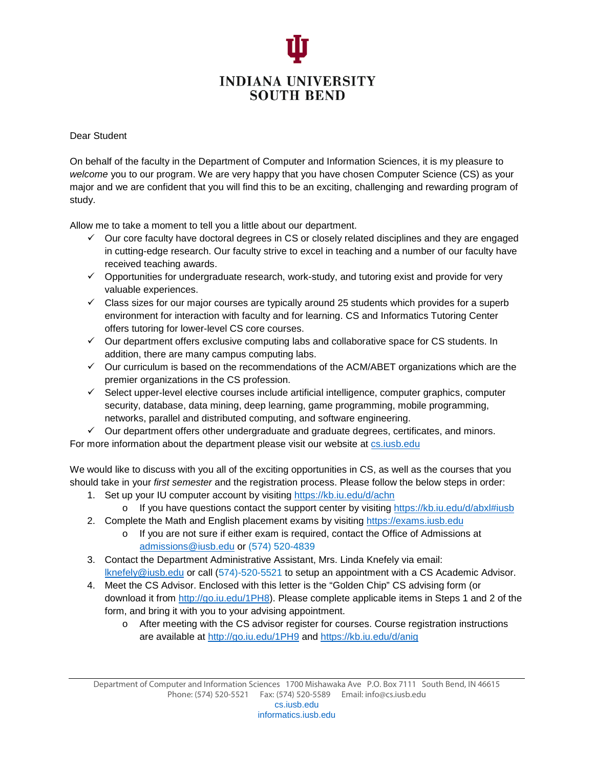# INDIANA UNIVERSITY SOUTH BEND

Dear Student

On behalf of the faculty in the Department of Computer and Information Sciences, it is my pleasure to *welcome* you to our program. We are very happy that you have chosen Computer Science (CS) as your major and we are confident that you will find this to be an exciting, challenging and rewarding program of study.

Allow me to take a moment to tell you a little about our department.

- ✓ Our core faculty have doctoral degrees in CS or closely related disciplines and they are engaged in cutting-edge research. Our faculty strive to excel in teaching and a number of our faculty have received teaching awards.
- ✓ Opportunities for undergraduate research, work-study, and tutoring exist and provide for very valuable experiences.
- ✓ Class sizes for our major courses are typically around 25 students which provides for a superb environment for interaction with faculty and for learning. CS and Informatics Tutoring Center offers tutoring for lower-level CS core courses.
- ✓ Our department offers exclusive computing labs and collaborative space for CS students. In addition, there are many campus computing labs.
- ✓ Our curriculum is based on the recommendations of the ACM/ABET organizations which are the premier organizations in the CS profession.
- ✓ Select upper-level elective courses include artificial intelligence, computer graphics, computer security, database, data mining, deep learning, game programming, mobile programming, networks, parallel and distributed computing, and software engineering.
- ✓ Our department offers other undergraduate and graduate degrees, certificates, and minors.

For more information about the department please visit our website at cs.iusb.edu

We would like to discuss with you all of the exciting opportunities in CS, as well as the courses that you should take in your *first semester* and the registration process. Please follow the below steps in order:

1. Set up your IU computer account by visiting https://kb.iu.edu/d/achn
   - If you have questions contact the support center by visiting https://kb.iu.edu/d/abxl#iusb
2. Complete the Math and English placement exams by visiting https://exams.iusb.edu
   - If you are not sure if either exam is required, contact the Office of Admissions at admissions@iusb.edu or (574) 520-4839
3. Contact the Department Administrative Assistant, Mrs. Linda Knefely via email: lknefely@iusb.edu or call (574)-520-5521 to setup an appointment with a CS Academic Advisor.
4. Meet the CS Advisor. Enclosed with this letter is the "Golden Chip" CS advising form (or download it from http://go.iu.edu/1PH8). Please complete applicable items in Steps 1 and 2 of the form, and bring it with you to your advising appointment.
   - After meeting with the CS advisor register for courses. Course registration instructions are available at http://go.iu.edu/1PH9 and https://kb.iu.edu/d/anig

Department of Computer and Information Sciences 1700 Mishawaka Ave P.O. Box 7111 South Bend, IN 46615
Phone: (574) 520-5521 Fax: (574) 520-5589 Email: info@cs.iusb.edu
cs.iusb.edu
informatics.iusb.edu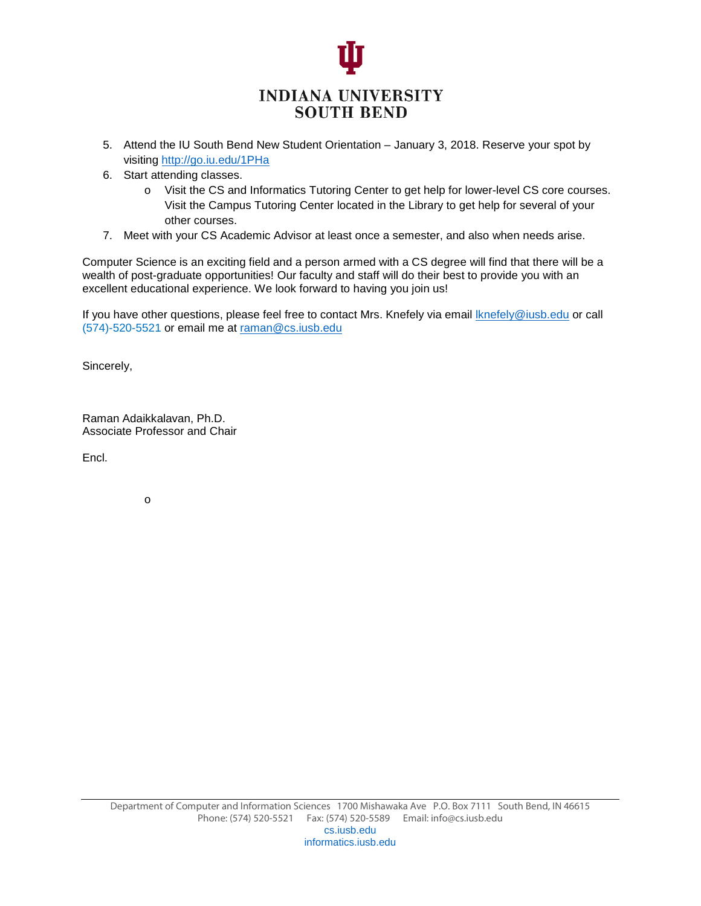# INDIANA UNIVERSITY SOUTH BEND

5. Attend the IU South Bend New Student Orientation – January 3, 2018. Reserve your spot by visiting http://go.iu.edu/1PHa
6. Start attending classes.
   - Visit the CS and Informatics Tutoring Center to get help for lower-level CS core courses. Visit the Campus Tutoring Center located in the Library to get help for several of your other courses.
7. Meet with your CS Academic Advisor at least once a semester, and also when needs arise.

Computer Science is an exciting field and a person armed with a CS degree will find that there will be a wealth of post-graduate opportunities! Our faculty and staff will do their best to provide you with an excellent educational experience. We look forward to having you join us!

If you have other questions, please feel free to contact Mrs. Knefely via email lknefely@iusb.edu or call (574)-520-5521 or email me at raman@cs.iusb.edu

Sincerely,

Raman Adaikkalavan, Ph.D.
Associate Professor and Chair

Encl.

Department of Computer and Information Sciences 1700 Mishawaka Ave P.O. Box 7111 South Bend, IN 46615
Phone: (574) 520-5521 Fax: (574) 520-5589 Email: info@cs.iusb.edu
cs.iusb.edu
informatics.iusb.edu